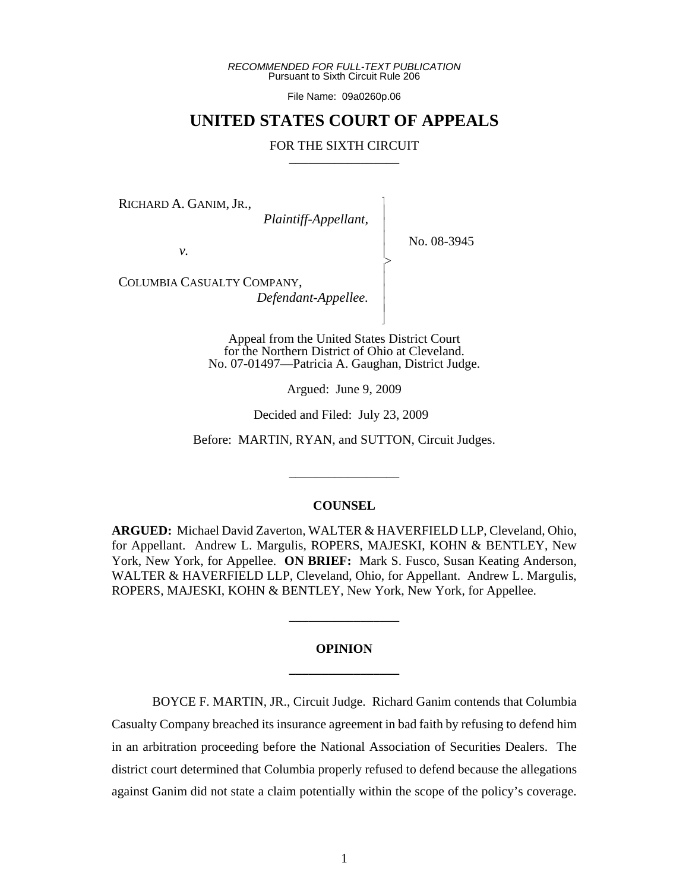*RECOMMENDED FOR FULL-TEXT PUBLICATION*
Pursuant to Sixth Circuit Rule 206

File Name: 09a0260p.06

# UNITED STATES COURT OF APPEALS

## FOR THE SIXTH CIRCUIT

RICHARD A. GANIM, JR.,
*Plaintiff-Appellant,*

*v.*

COLUMBIA CASUALTY COMPANY,
*Defendant-Appellee.*

No. 08-3945

Appeal from the United States District Court
for the Northern District of Ohio at Cleveland.
No. 07-01497—Patricia A. Gaughan, District Judge.

Argued: June 9, 2009

Decided and Filed: July 23, 2009

Before: MARTIN, RYAN, and SUTTON, Circuit Judges.

---

### COUNSEL

**ARGUED:** Michael David Zaverton, WALTER & HAVERFIELD LLP, Cleveland, Ohio, for Appellant. Andrew L. Margulis, ROPERS, MAJESKI, KOHN & BENTLEY, New York, New York, for Appellee. **ON BRIEF:** Mark S. Fusco, Susan Keating Anderson, WALTER & HAVERFIELD LLP, Cleveland, Ohio, for Appellant. Andrew L. Margulis, ROPERS, MAJESKI, KOHN & BENTLEY, New York, New York, for Appellee.

---

### OPINION

---

BOYCE F. MARTIN, JR., Circuit Judge. Richard Ganim contends that Columbia Casualty Company breached its insurance agreement in bad faith by refusing to defend him in an arbitration proceeding before the National Association of Securities Dealers. The district court determined that Columbia properly refused to defend because the allegations against Ganim did not state a claim potentially within the scope of the policy's coverage.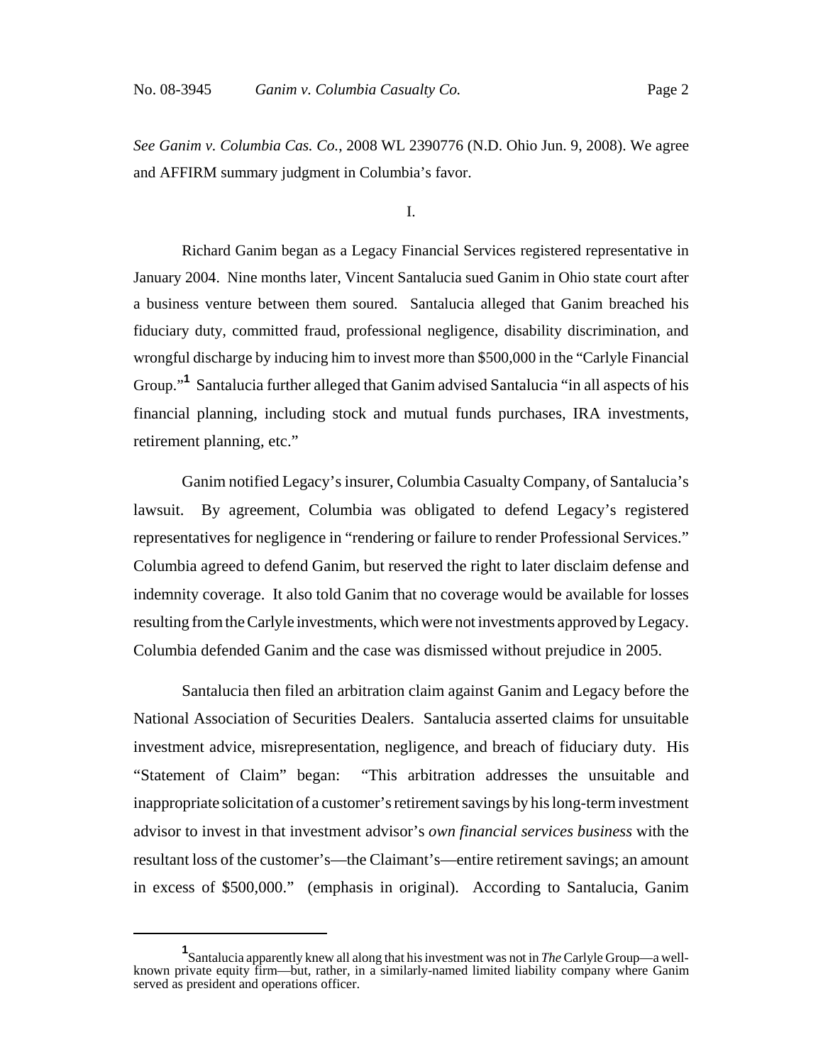*See Ganim v. Columbia Cas. Co.*, 2008 WL 2390776 (N.D. Ohio Jun. 9, 2008). We agree and AFFIRM summary judgment in Columbia's favor.

I.

Richard Ganim began as a Legacy Financial Services registered representative in January 2004. Nine months later, Vincent Santalucia sued Ganim in Ohio state court after a business venture between them soured. Santalucia alleged that Ganim breached his fiduciary duty, committed fraud, professional negligence, disability discrimination, and wrongful discharge by inducing him to invest more than $500,000 in the "Carlyle Financial Group."[1] Santalucia further alleged that Ganim advised Santalucia "in all aspects of his financial planning, including stock and mutual funds purchases, IRA investments, retirement planning, etc."

Ganim notified Legacy's insurer, Columbia Casualty Company, of Santalucia's lawsuit. By agreement, Columbia was obligated to defend Legacy's registered representatives for negligence in "rendering or failure to render Professional Services." Columbia agreed to defend Ganim, but reserved the right to later disclaim defense and indemnity coverage. It also told Ganim that no coverage would be available for losses resulting from the Carlyle investments, which were not investments approved by Legacy. Columbia defended Ganim and the case was dismissed without prejudice in 2005.

Santalucia then filed an arbitration claim against Ganim and Legacy before the National Association of Securities Dealers. Santalucia asserted claims for unsuitable investment advice, misrepresentation, negligence, and breach of fiduciary duty. His "Statement of Claim" began: "This arbitration addresses the unsuitable and inappropriate solicitation of a customer's retirement savings by his long-term investment advisor to invest in that investment advisor's *own financial services business* with the resultant loss of the customer's—the Claimant's—entire retirement savings; an amount in excess of $500,000." (emphasis in original). According to Santalucia, Ganim

---

[1] Santalucia apparently knew all along that his investment was not in *The* Carlyle Group—a well-known private equity firm—but, rather, in a similarly-named limited liability company where Ganim served as president and operations officer.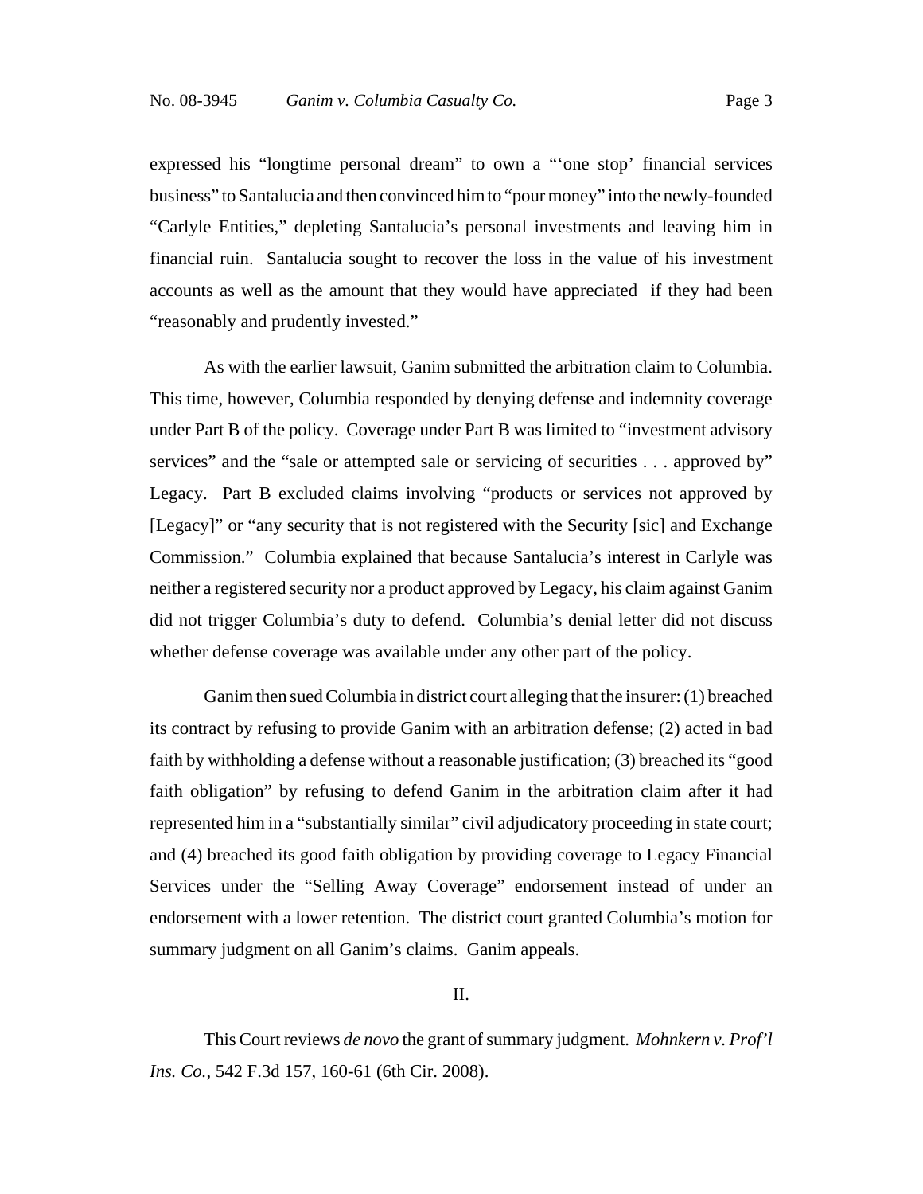expressed his "longtime personal dream" to own a "'one stop' financial services business" to Santalucia and then convinced him to "pour money" into the newly-founded "Carlyle Entities," depleting Santalucia's personal investments and leaving him in financial ruin. Santalucia sought to recover the loss in the value of his investment accounts as well as the amount that they would have appreciated if they had been "reasonably and prudently invested."

As with the earlier lawsuit, Ganim submitted the arbitration claim to Columbia. This time, however, Columbia responded by denying defense and indemnity coverage under Part B of the policy. Coverage under Part B was limited to "investment advisory services" and the "sale or attempted sale or servicing of securities . . . approved by" Legacy. Part B excluded claims involving "products or services not approved by [Legacy]" or "any security that is not registered with the Security [sic] and Exchange Commission." Columbia explained that because Santalucia's interest in Carlyle was neither a registered security nor a product approved by Legacy, his claim against Ganim did not trigger Columbia's duty to defend. Columbia's denial letter did not discuss whether defense coverage was available under any other part of the policy.

Ganim then sued Columbia in district court alleging that the insurer: (1) breached its contract by refusing to provide Ganim with an arbitration defense; (2) acted in bad faith by withholding a defense without a reasonable justification; (3) breached its "good faith obligation" by refusing to defend Ganim in the arbitration claim after it had represented him in a "substantially similar" civil adjudicatory proceeding in state court; and (4) breached its good faith obligation by providing coverage to Legacy Financial Services under the "Selling Away Coverage" endorsement instead of under an endorsement with a lower retention. The district court granted Columbia's motion for summary judgment on all Ganim's claims. Ganim appeals.

## II.

This Court reviews *de novo* the grant of summary judgment. *Mohnkern v. Prof'l Ins. Co.*, 542 F.3d 157, 160-61 (6th Cir. 2008).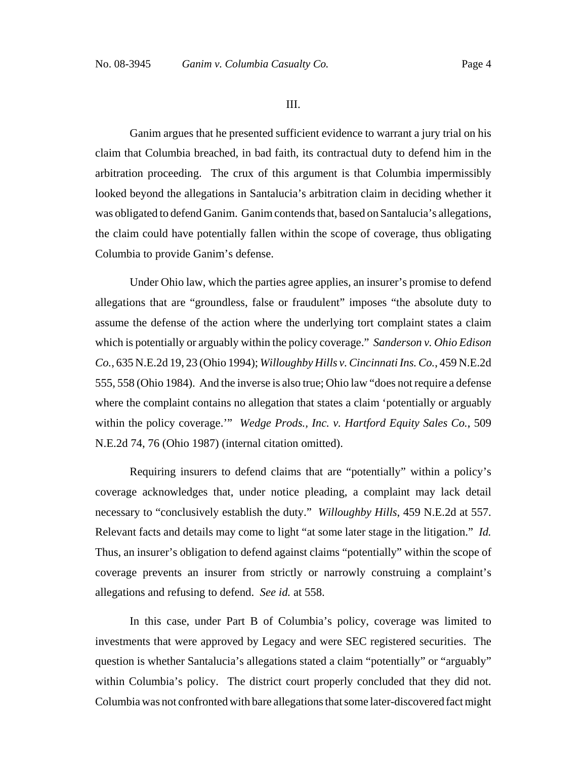III.

Ganim argues that he presented sufficient evidence to warrant a jury trial on his claim that Columbia breached, in bad faith, its contractual duty to defend him in the arbitration proceeding. The crux of this argument is that Columbia impermissibly looked beyond the allegations in Santalucia's arbitration claim in deciding whether it was obligated to defend Ganim. Ganim contends that, based on Santalucia's allegations, the claim could have potentially fallen within the scope of coverage, thus obligating Columbia to provide Ganim's defense.

Under Ohio law, which the parties agree applies, an insurer's promise to defend allegations that are "groundless, false or fraudulent" imposes "the absolute duty to assume the defense of the action where the underlying tort complaint states a claim which is potentially or arguably within the policy coverage." *Sanderson v. Ohio Edison Co.*, 635 N.E.2d 19, 23 (Ohio 1994); *Willoughby Hills v. Cincinnati Ins. Co.*, 459 N.E.2d 555, 558 (Ohio 1984). And the inverse is also true; Ohio law "does not require a defense where the complaint contains no allegation that states a claim 'potentially or arguably within the policy coverage.'" *Wedge Prods., Inc. v. Hartford Equity Sales Co.*, 509 N.E.2d 74, 76 (Ohio 1987) (internal citation omitted).

Requiring insurers to defend claims that are "potentially" within a policy's coverage acknowledges that, under notice pleading, a complaint may lack detail necessary to "conclusively establish the duty." *Willoughby Hills*, 459 N.E.2d at 557. Relevant facts and details may come to light "at some later stage in the litigation." *Id.* Thus, an insurer's obligation to defend against claims "potentially" within the scope of coverage prevents an insurer from strictly or narrowly construing a complaint's allegations and refusing to defend. *See id.* at 558.

In this case, under Part B of Columbia's policy, coverage was limited to investments that were approved by Legacy and were SEC registered securities. The question is whether Santalucia's allegations stated a claim "potentially" or "arguably" within Columbia's policy. The district court properly concluded that they did not. Columbia was not confronted with bare allegations that some later-discovered fact might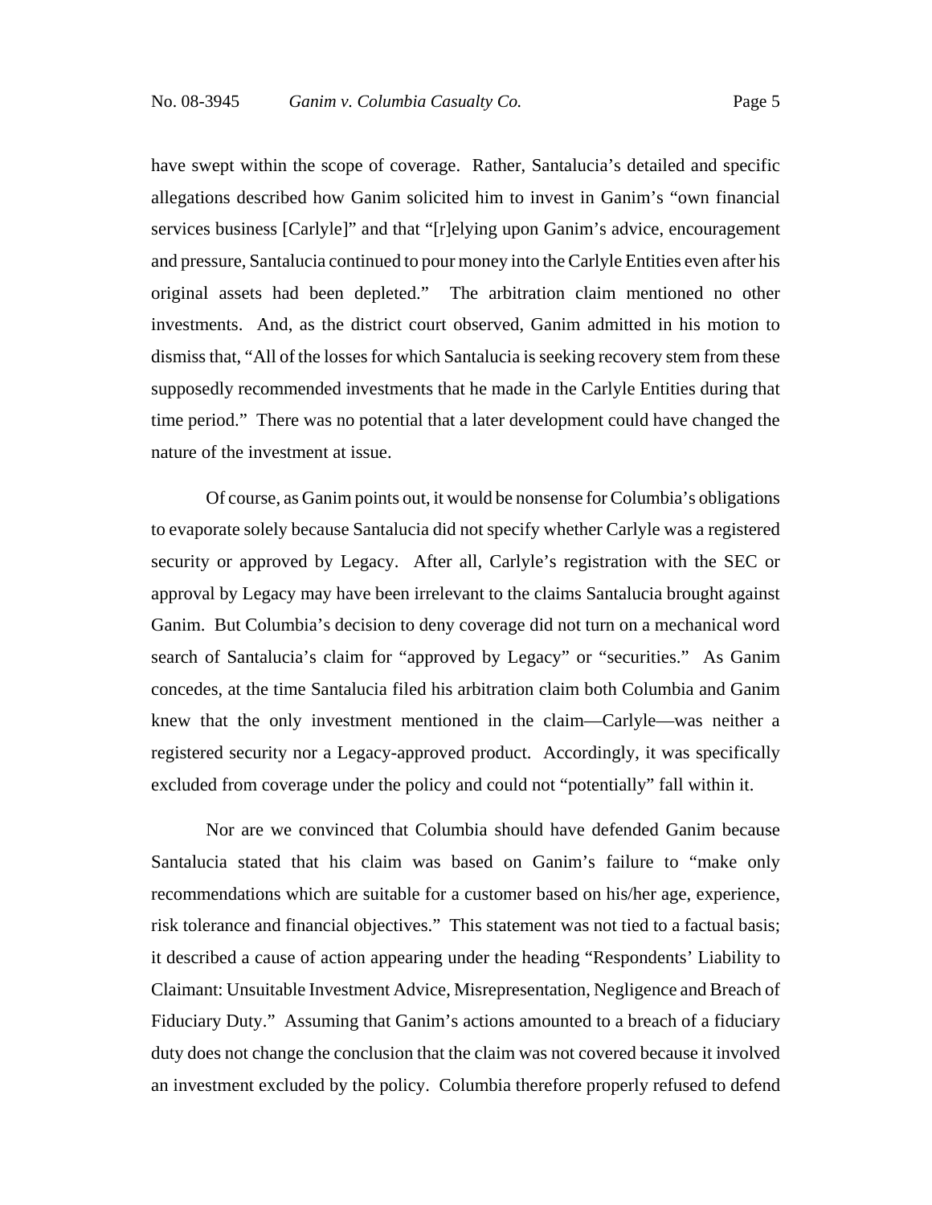have swept within the scope of coverage. Rather, Santalucia's detailed and specific allegations described how Ganim solicited him to invest in Ganim's "own financial services business [Carlyle]" and that "[r]elying upon Ganim's advice, encouragement and pressure, Santalucia continued to pour money into the Carlyle Entities even after his original assets had been depleted." The arbitration claim mentioned no other investments. And, as the district court observed, Ganim admitted in his motion to dismiss that, "All of the losses for which Santalucia is seeking recovery stem from these supposedly recommended investments that he made in the Carlyle Entities during that time period." There was no potential that a later development could have changed the nature of the investment at issue.

Of course, as Ganim points out, it would be nonsense for Columbia's obligations to evaporate solely because Santalucia did not specify whether Carlyle was a registered security or approved by Legacy. After all, Carlyle's registration with the SEC or approval by Legacy may have been irrelevant to the claims Santalucia brought against Ganim. But Columbia's decision to deny coverage did not turn on a mechanical word search of Santalucia's claim for "approved by Legacy" or "securities." As Ganim concedes, at the time Santalucia filed his arbitration claim both Columbia and Ganim knew that the only investment mentioned in the claim—Carlyle—was neither a registered security nor a Legacy-approved product. Accordingly, it was specifically excluded from coverage under the policy and could not "potentially" fall within it.

Nor are we convinced that Columbia should have defended Ganim because Santalucia stated that his claim was based on Ganim's failure to "make only recommendations which are suitable for a customer based on his/her age, experience, risk tolerance and financial objectives." This statement was not tied to a factual basis; it described a cause of action appearing under the heading "Respondents' Liability to Claimant: Unsuitable Investment Advice, Misrepresentation, Negligence and Breach of Fiduciary Duty." Assuming that Ganim's actions amounted to a breach of a fiduciary duty does not change the conclusion that the claim was not covered because it involved an investment excluded by the policy. Columbia therefore properly refused to defend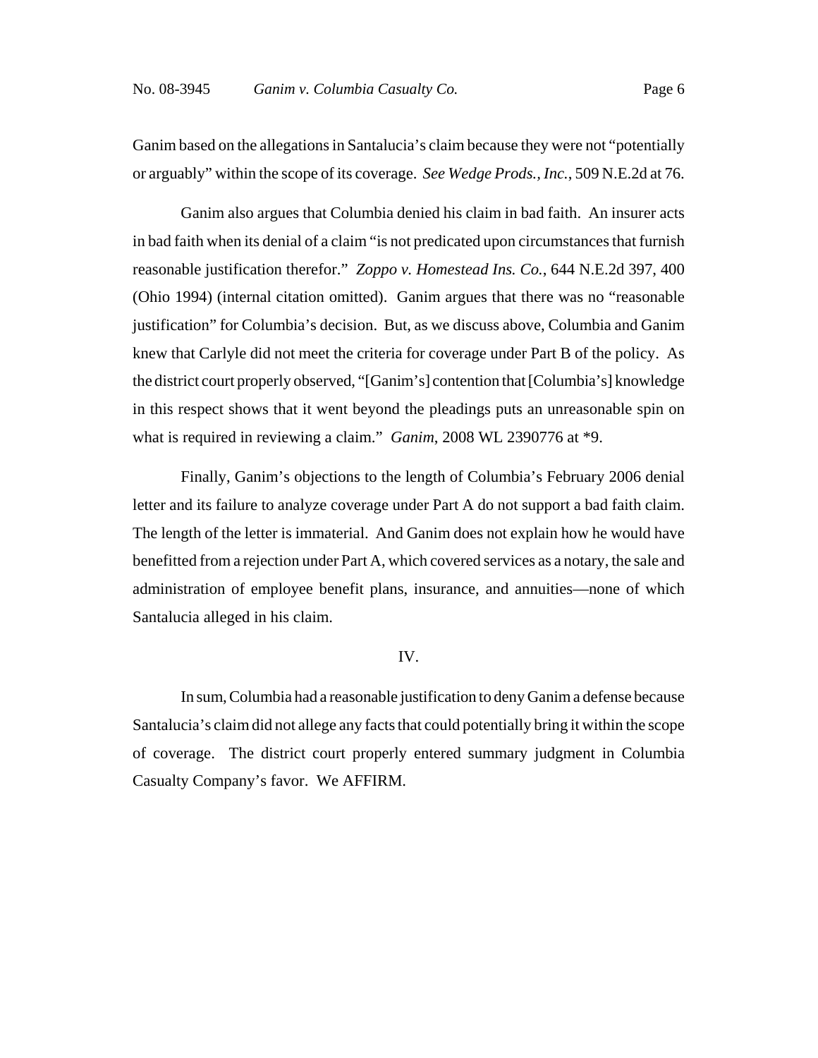Ganim based on the allegations in Santalucia's claim because they were not "potentially or arguably" within the scope of its coverage. *See Wedge Prods., Inc.*, 509 N.E.2d at 76.

Ganim also argues that Columbia denied his claim in bad faith. An insurer acts in bad faith when its denial of a claim "is not predicated upon circumstances that furnish reasonable justification therefor." *Zoppo v. Homestead Ins. Co.*, 644 N.E.2d 397, 400 (Ohio 1994) (internal citation omitted). Ganim argues that there was no "reasonable justification" for Columbia's decision. But, as we discuss above, Columbia and Ganim knew that Carlyle did not meet the criteria for coverage under Part B of the policy. As the district court properly observed, "[Ganim's] contention that [Columbia's] knowledge in this respect shows that it went beyond the pleadings puts an unreasonable spin on what is required in reviewing a claim." *Ganim*, 2008 WL 2390776 at *9.

Finally, Ganim's objections to the length of Columbia's February 2006 denial letter and its failure to analyze coverage under Part A do not support a bad faith claim. The length of the letter is immaterial. And Ganim does not explain how he would have benefitted from a rejection under Part A, which covered services as a notary, the sale and administration of employee benefit plans, insurance, and annuities—none of which Santalucia alleged in his claim.

## IV.

In sum, Columbia had a reasonable justification to deny Ganim a defense because Santalucia's claim did not allege any facts that could potentially bring it within the scope of coverage. The district court properly entered summary judgment in Columbia Casualty Company's favor. We AFFIRM.